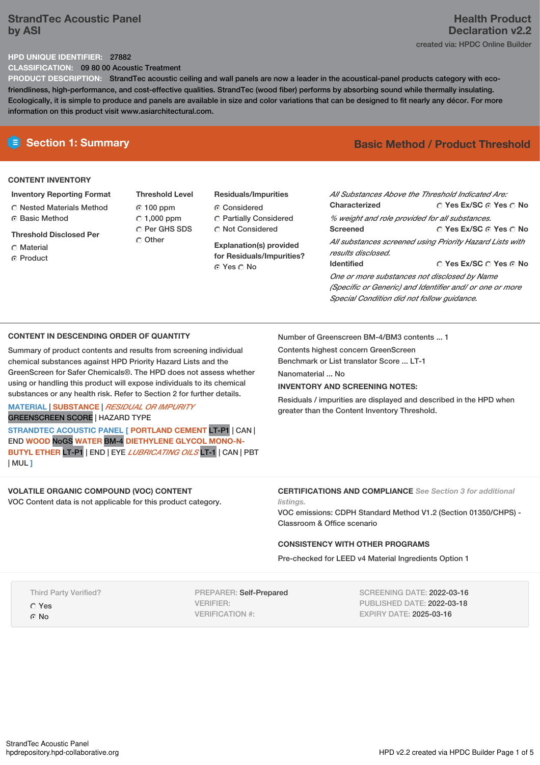# StrandTec Acoustic Panel by ASI

**Health Product Declaration v2.2**

created via: HPDC Online Builder

**HPD UNIQUE IDENTIFIER:** 27882

**CLASSIFICATION:** 09 80 00 Acoustic Treatment

**PRODUCT DESCRIPTION:** StrandTec acoustic ceiling and wall panels are now a leader in the acoustical-panel products category with eco-friendliness, high-performance, and cost-effective qualities. StrandTec (wood fiber) performs by absorbing sound while thermally insulating. Ecologically, it is simple to produce and panels are available in size and color variations that can be designed to fit nearly any décor. For more information on this product visit www.asiarchitectural.com.

## Section 1: Summary

**Basic Method / Product Threshold**

### CONTENT INVENTORY

**Inventory Reporting Format**
- ○ Nested Materials Method
- ◉ Basic Method

**Threshold Disclosed Per**
- ○ Material
- ◉ Product

**Threshold Level**
- ◉ 100 ppm
- ○ 1,000 ppm
- ○ Per GHS SDS
- ○ Other

**Residuals/Impurities**
- ◉ Considered
- ○ Partially Considered
- ○ Not Considered

**Explanation(s) provided for Residuals/Impurities?**
◉ Yes ○ No

*All Substances Above the Threshold Indicated Are:*

**Characterized** ○ Yes Ex/SC ◉ Yes ○ No
*% weight and role provided for all substances.*

**Screened** ○ Yes Ex/SC ◉ Yes ○ No
*All substances screened using Priority Hazard Lists with results disclosed.*

**Identified** ○ Yes Ex/SC ○ Yes ◉ No
*One or more substances not disclosed by Name (Specific or Generic) and Identifier and/ or one or more Special Condition did not follow guidance.*

### CONTENT IN DESCENDING ORDER OF QUANTITY

Summary of product contents and results from screening individual chemical substances against HPD Priority Hazard Lists and the GreenScreen for Safer Chemicals®. The HPD does not assess whether using or handling this product will expose individuals to its chemical substances or any health risk. Refer to Section 2 for further details.

MATERIAL | SUBSTANCE | *RESIDUAL OR IMPURITY*
GREENSCREEN SCORE | HAZARD TYPE

**STRANDTEC ACOUSTIC PANEL [ PORTLAND CEMENT** LT-P1 | CAN | END **WOOD** NoGS **WATER** BM-4 **DIETHYLENE GLYCOL MONO-N-BUTYL ETHER** LT-P1 | END | EYE ***LUBRICATING OILS*** LT-1 | CAN | PBT | MUL **]**

Number of Greenscreen BM-4/BM3 contents ... 1

Contents highest concern GreenScreen Benchmark or List translator Score ... LT-1

Nanomaterial ... No

**INVENTORY AND SCREENING NOTES:**

Residuals / impurities are displayed and described in the HPD when greater than the Content Inventory Threshold.

### VOLATILE ORGANIC COMPOUND (VOC) CONTENT

VOC Content data is not applicable for this product category.

### CERTIFICATIONS AND COMPLIANCE *See Section 3 for additional listings.*

VOC emissions: CDPH Standard Method V1.2 (Section 01350/CHPS) - Classroom & Office scenario

### CONSISTENCY WITH OTHER PROGRAMS

Pre-checked for LEED v4 Material Ingredients Option 1

Third Party Verified?
- ○ Yes
- ◉ No

PREPARER: Self-Prepared
VERIFIER:
VERIFICATION #:

SCREENING DATE: 2022-03-16
PUBLISHED DATE: 2022-03-18
EXPIRY DATE: 2025-03-16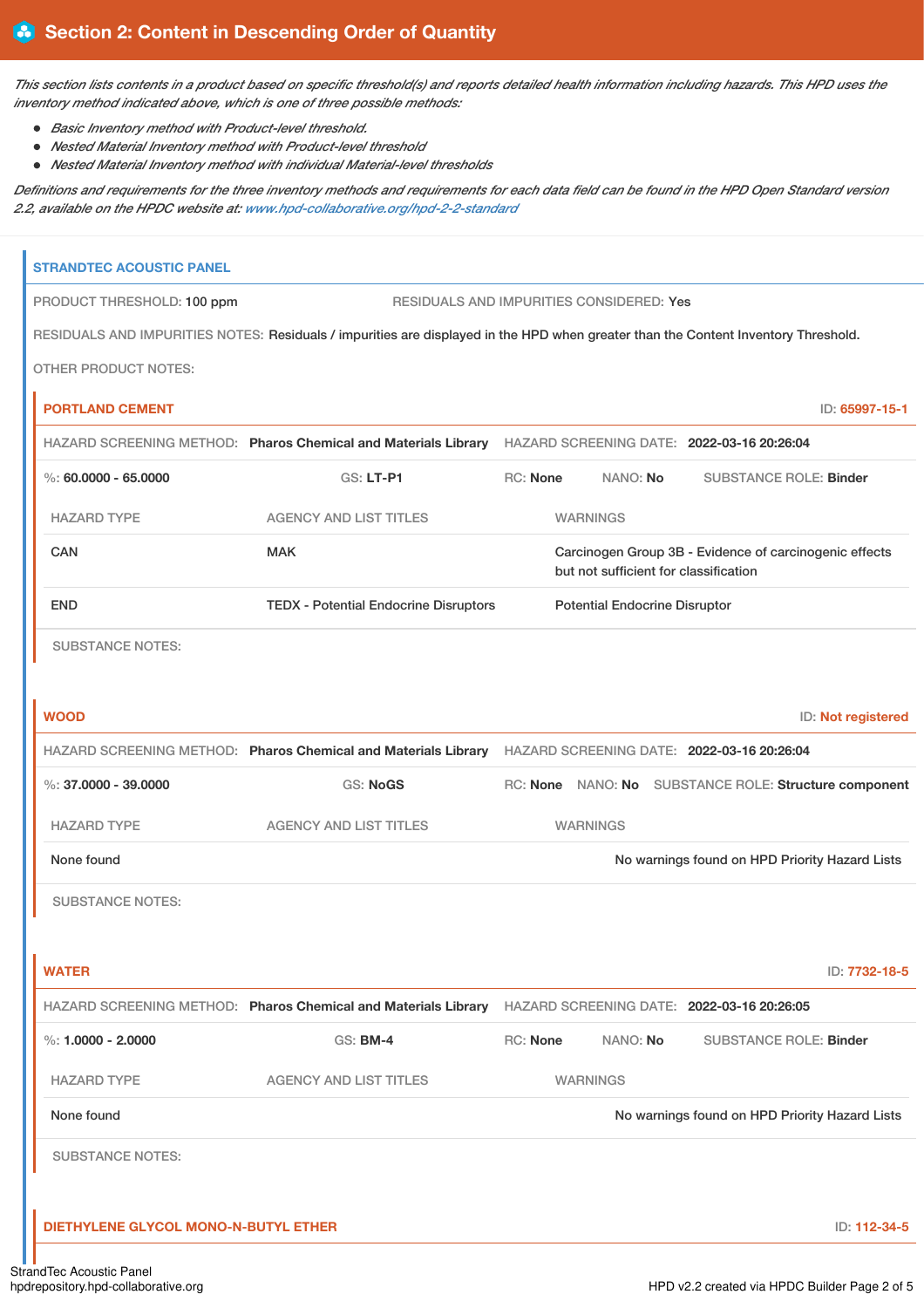## Section 2: Content in Descending Order of Quantity

*This section lists contents in a product based on specific threshold(s) and reports detailed health information including hazards. This HPD uses the inventory method indicated above, which is one of three possible methods:*

- *Basic Inventory method with Product-level threshold.*
- *Nested Material Inventory method with Product-level threshold*
- *Nested Material Inventory method with individual Material-level thresholds*

*Definitions and requirements for the three inventory methods and requirements for each data field can be found in the HPD Open Standard version 2.2, available on the HPDC website at: www.hpd-collaborative.org/hpd-2-2-standard*

### STRANDTEC ACOUSTIC PANEL

PRODUCT THRESHOLD: 100 ppm

RESIDUALS AND IMPURITIES CONSIDERED: Yes

RESIDUALS AND IMPURITIES NOTES: Residuals / impurities are displayed in the HPD when greater than the Content Inventory Threshold.

OTHER PRODUCT NOTES:

#### PORTLAND CEMENT

ID: 65997-15-1

HAZARD SCREENING METHOD: **Pharos Chemical and Materials Library** HAZARD SCREENING DATE: **2022-03-16 20:26:04**

%: **60.0000 - 65.0000** GS: **LT-P1** RC: **None** NANO: **No** SUBSTANCE ROLE: **Binder**

| HAZARD TYPE | AGENCY AND LIST TITLES | WARNINGS |
|---|---|---|
| CAN | MAK | Carcinogen Group 3B - Evidence of carcinogenic effects but not sufficient for classification |
| END | TEDX - Potential Endocrine Disruptors | Potential Endocrine Disruptor |

SUBSTANCE NOTES:

#### WOOD

ID: Not registered

HAZARD SCREENING METHOD: **Pharos Chemical and Materials Library** HAZARD SCREENING DATE: **2022-03-16 20:26:04**

%: **37.0000 - 39.0000** GS: **NoGS** RC: **None** NANO: **No** SUBSTANCE ROLE: **Structure component**

| HAZARD TYPE | AGENCY AND LIST TITLES | WARNINGS |
|---|---|---|
| None found | | No warnings found on HPD Priority Hazard Lists |

SUBSTANCE NOTES:

#### WATER

ID: 7732-18-5

HAZARD SCREENING METHOD: **Pharos Chemical and Materials Library** HAZARD SCREENING DATE: **2022-03-16 20:26:05**

%: **1.0000 - 2.0000** GS: **BM-4** RC: **None** NANO: **No** SUBSTANCE ROLE: **Binder**

| HAZARD TYPE | AGENCY AND LIST TITLES | WARNINGS |
|---|---|---|
| None found | | No warnings found on HPD Priority Hazard Lists |

SUBSTANCE NOTES:

#### DIETHYLENE GLYCOL MONO-N-BUTYL ETHER

ID: 112-34-5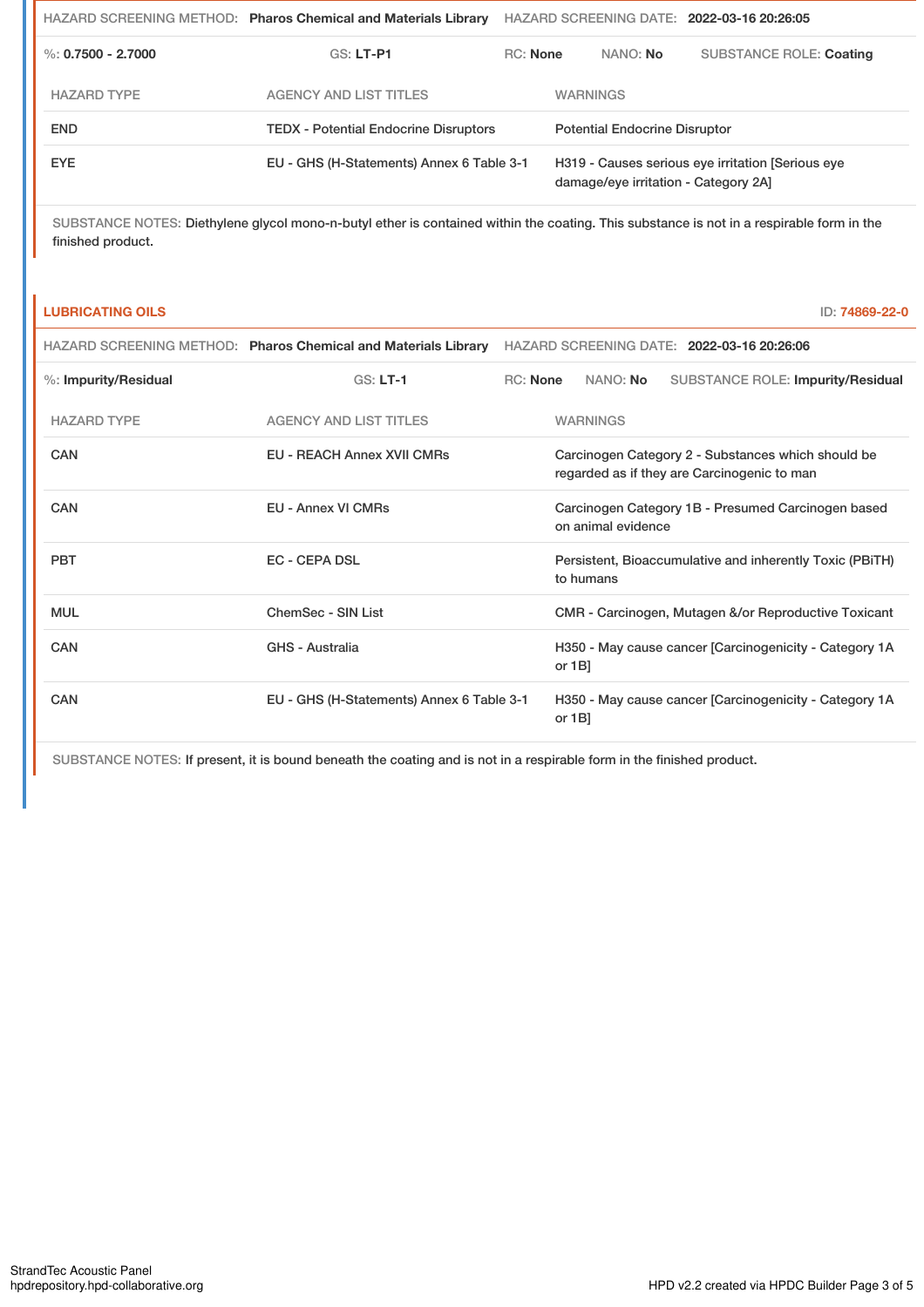HAZARD SCREENING METHOD: **Pharos Chemical and Materials Library** HAZARD SCREENING DATE: **2022-03-16 20:26:05**

%: **0.7500 - 2.7000** GS: **LT-P1** RC: **None** NANO: **No** SUBSTANCE ROLE: **Coating**

| HAZARD TYPE | AGENCY AND LIST TITLES | WARNINGS |
|---|---|---|
| END | TEDX - Potential Endocrine Disruptors | Potential Endocrine Disruptor |
| EYE | EU - GHS (H-Statements) Annex 6 Table 3-1 | H319 - Causes serious eye irritation [Serious eye damage/eye irritation - Category 2A] |

SUBSTANCE NOTES: Diethylene glycol mono-n-butyl ether is contained within the coating. This substance is not in a respirable form in the finished product.

## LUBRICATING OILS

ID: **74869-22-0**

HAZARD SCREENING METHOD: **Pharos Chemical and Materials Library** HAZARD SCREENING DATE: **2022-03-16 20:26:06**

%: **Impurity/Residual** GS: **LT-1** RC: **None** NANO: **No** SUBSTANCE ROLE: **Impurity/Residual**

| HAZARD TYPE | AGENCY AND LIST TITLES | WARNINGS |
|---|---|---|
| CAN | EU - REACH Annex XVII CMRs | Carcinogen Category 2 - Substances which should be regarded as if they are Carcinogenic to man |
| CAN | EU - Annex VI CMRs | Carcinogen Category 1B - Presumed Carcinogen based on animal evidence |
| PBT | EC - CEPA DSL | Persistent, Bioaccumulative and inherently Toxic (PBiTH) to humans |
| MUL | ChemSec - SIN List | CMR - Carcinogen, Mutagen &/or Reproductive Toxicant |
| CAN | GHS - Australia | H350 - May cause cancer [Carcinogenicity - Category 1A or 1B] |
| CAN | EU - GHS (H-Statements) Annex 6 Table 3-1 | H350 - May cause cancer [Carcinogenicity - Category 1A or 1B] |

SUBSTANCE NOTES: If present, it is bound beneath the coating and is not in a respirable form in the finished product.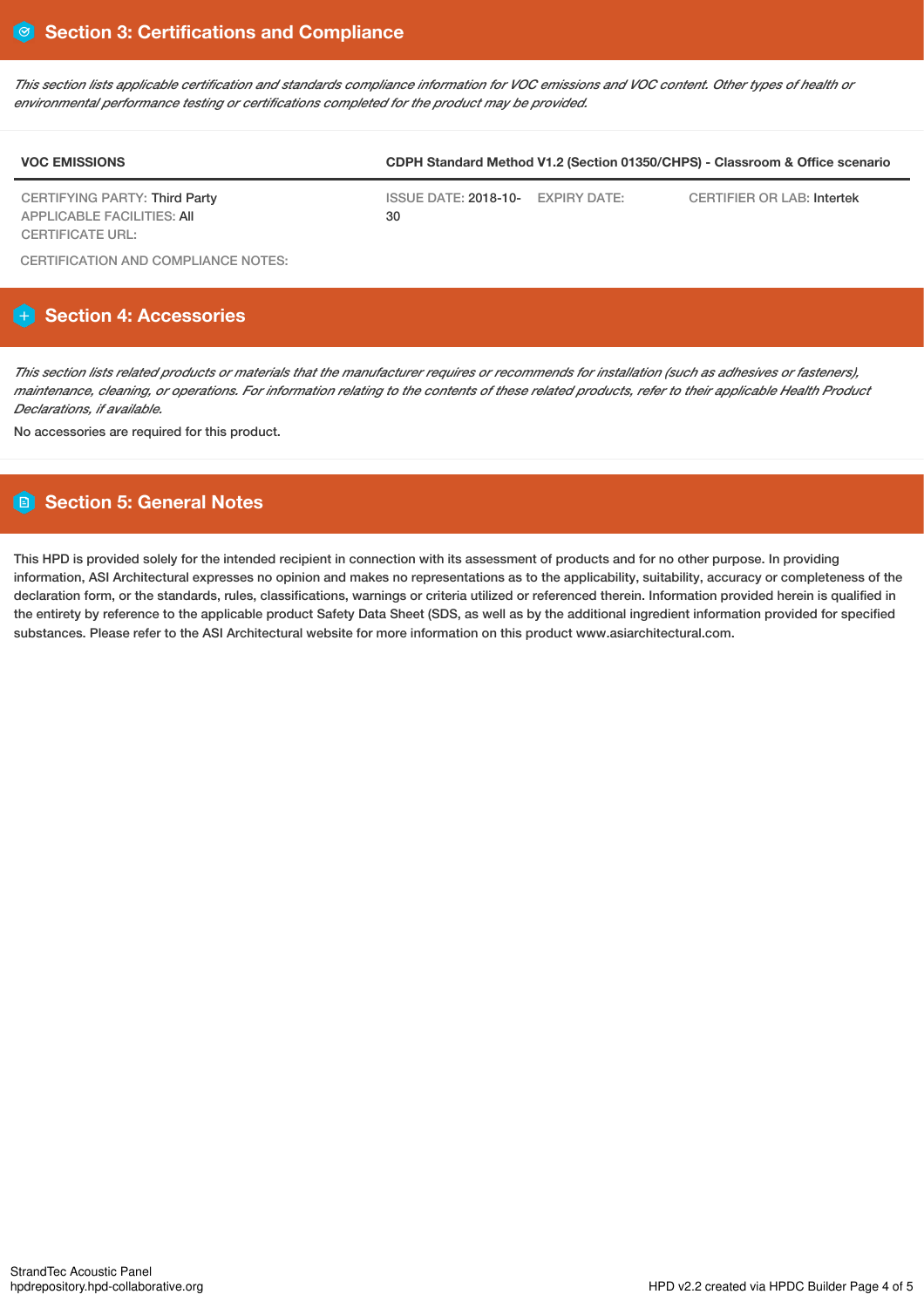## Section 3: Certifications and Compliance

*This section lists applicable certification and standards compliance information for VOC emissions and VOC content. Other types of health or environmental performance testing or certifications completed for the product may be provided.*

| VOC EMISSIONS | CDPH Standard Method V1.2 (Section 01350/CHPS) - Classroom & Office scenario | | |
|---|---|---|---|
| CERTIFYING PARTY: Third Party<br>APPLICABLE FACILITIES: All<br>CERTIFICATE URL: | ISSUE DATE: 2018-10-30 | EXPIRY DATE: | CERTIFIER OR LAB: Intertek |

CERTIFICATION AND COMPLIANCE NOTES:

## Section 4: Accessories

*This section lists related products or materials that the manufacturer requires or recommends for installation (such as adhesives or fasteners), maintenance, cleaning, or operations. For information relating to the contents of these related products, refer to their applicable Health Product Declarations, if available.*

No accessories are required for this product.

## Section 5: General Notes

This HPD is provided solely for the intended recipient in connection with its assessment of products and for no other purpose. In providing information, ASI Architectural expresses no opinion and makes no representations as to the applicability, suitability, accuracy or completeness of the declaration form, or the standards, rules, classifications, warnings or criteria utilized or referenced therein. Information provided herein is qualified in the entirety by reference to the applicable product Safety Data Sheet (SDS, as well as by the additional ingredient information provided for specified substances. Please refer to the ASI Architectural website for more information on this product www.asiarchitectural.com.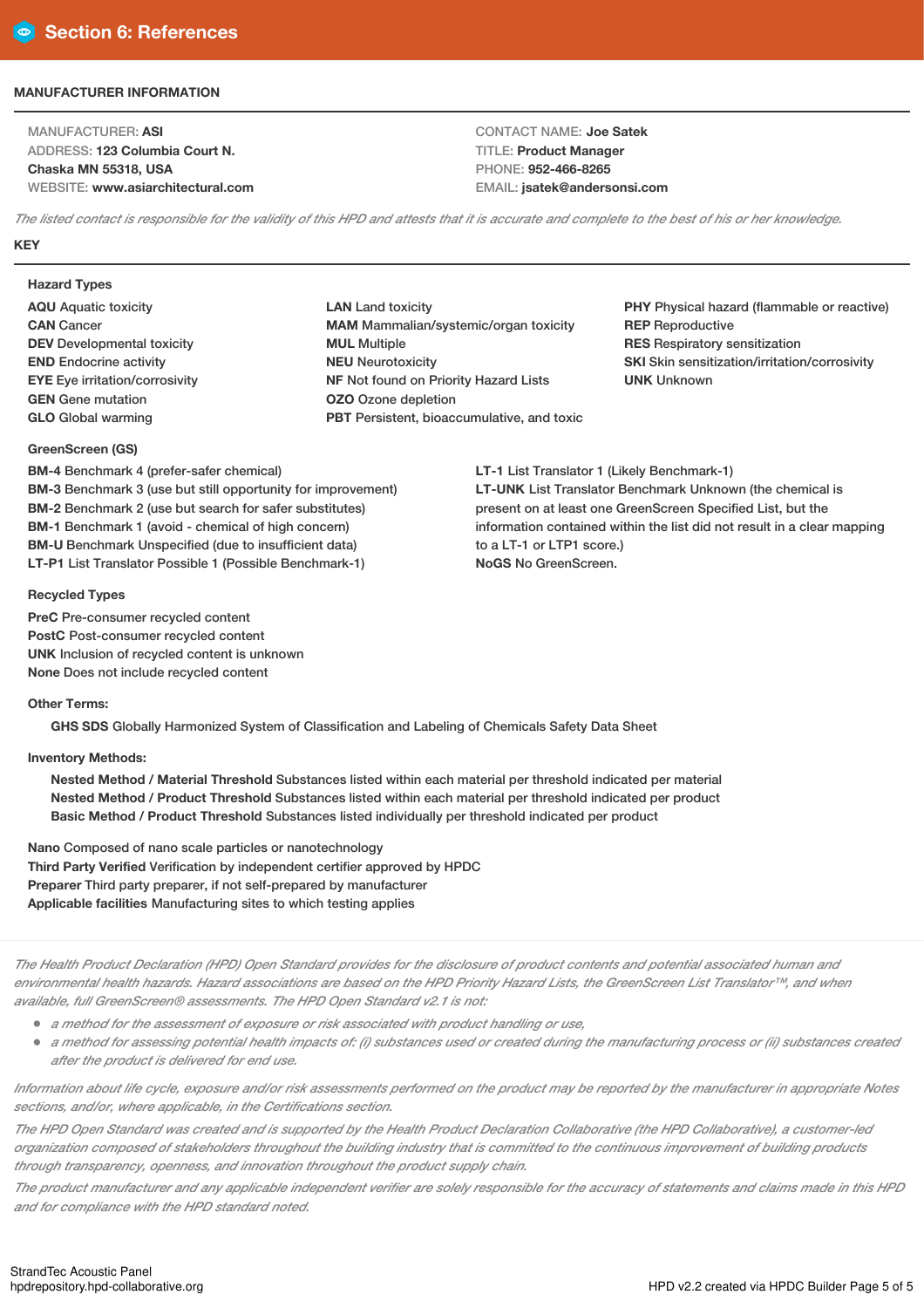# Section 6: References

## MANUFACTURER INFORMATION

MANUFACTURER: **ASI**
ADDRESS: **123 Columbia Court N.**
**Chaska MN 55318, USA**
WEBSITE: **www.asiarchitectural.com**

CONTACT NAME: **Joe Satek**
TITLE: **Product Manager**
PHONE: **952-466-8265**
EMAIL: **jsatek@andersonsi.com**

*The listed contact is responsible for the validity of this HPD and attests that it is accurate and complete to the best of his or her knowledge.*

## KEY

### Hazard Types

**AQU** Aquatic toxicity
**CAN** Cancer
**DEV** Developmental toxicity
**END** Endocrine activity
**EYE** Eye irritation/corrosivity
**GEN** Gene mutation
**GLO** Global warming
**LAN** Land toxicity
**MAM** Mammalian/systemic/organ toxicity
**MUL** Multiple
**NEU** Neurotoxicity
**NF** Not found on Priority Hazard Lists
**OZO** Ozone depletion
**PBT** Persistent, bioaccumulative, and toxic
**PHY** Physical hazard (flammable or reactive)
**REP** Reproductive
**RES** Respiratory sensitization
**SKI** Skin sensitization/irritation/corrosivity
**UNK** Unknown

### GreenScreen (GS)

**BM-4** Benchmark 4 (prefer-safer chemical)
**BM-3** Benchmark 3 (use but still opportunity for improvement)
**BM-2** Benchmark 2 (use but search for safer substitutes)
**BM-1** Benchmark 1 (avoid - chemical of high concern)
**BM-U** Benchmark Unspecified (due to insufficient data)
**LT-P1** List Translator Possible 1 (Possible Benchmark-1)
**LT-1** List Translator 1 (Likely Benchmark-1)
**LT-UNK** List Translator Benchmark Unknown (the chemical is present on at least one GreenScreen Specified List, but the information contained within the list did not result in a clear mapping to a LT-1 or LTP1 score.)
**NoGS** No GreenScreen.

### Recycled Types

**PreC** Pre-consumer recycled content
**PostC** Post-consumer recycled content
**UNK** Inclusion of recycled content is unknown
**None** Does not include recycled content

### Other Terms:

**GHS SDS** Globally Harmonized System of Classification and Labeling of Chemicals Safety Data Sheet

### Inventory Methods:

**Nested Method / Material Threshold** Substances listed within each material per threshold indicated per material
**Nested Method / Product Threshold** Substances listed within each material per threshold indicated per product
**Basic Method / Product Threshold** Substances listed individually per threshold indicated per product

**Nano** Composed of nano scale particles or nanotechnology
**Third Party Verified** Verification by independent certifier approved by HPDC
**Preparer** Third party preparer, if not self-prepared by manufacturer
**Applicable facilities** Manufacturing sites to which testing applies

*The Health Product Declaration (HPD) Open Standard provides for the disclosure of product contents and potential associated human and environmental health hazards. Hazard associations are based on the HPD Priority Hazard Lists, the GreenScreen List Translator™, and when available, full GreenScreen® assessments. The HPD Open Standard v2.1 is not:*

- *a method for the assessment of exposure or risk associated with product handling or use,*
- *a method for assessing potential health impacts of: (i) substances used or created during the manufacturing process or (ii) substances created after the product is delivered for end use.*

*Information about life cycle, exposure and/or risk assessments performed on the product may be reported by the manufacturer in appropriate Notes sections, and/or, where applicable, in the Certifications section.*

*The HPD Open Standard was created and is supported by the Health Product Declaration Collaborative (the HPD Collaborative), a customer-led organization composed of stakeholders throughout the building industry that is committed to the continuous improvement of building products through transparency, openness, and innovation throughout the product supply chain.*

*The product manufacturer and any applicable independent verifier are solely responsible for the accuracy of statements and claims made in this HPD and for compliance with the HPD standard noted.*